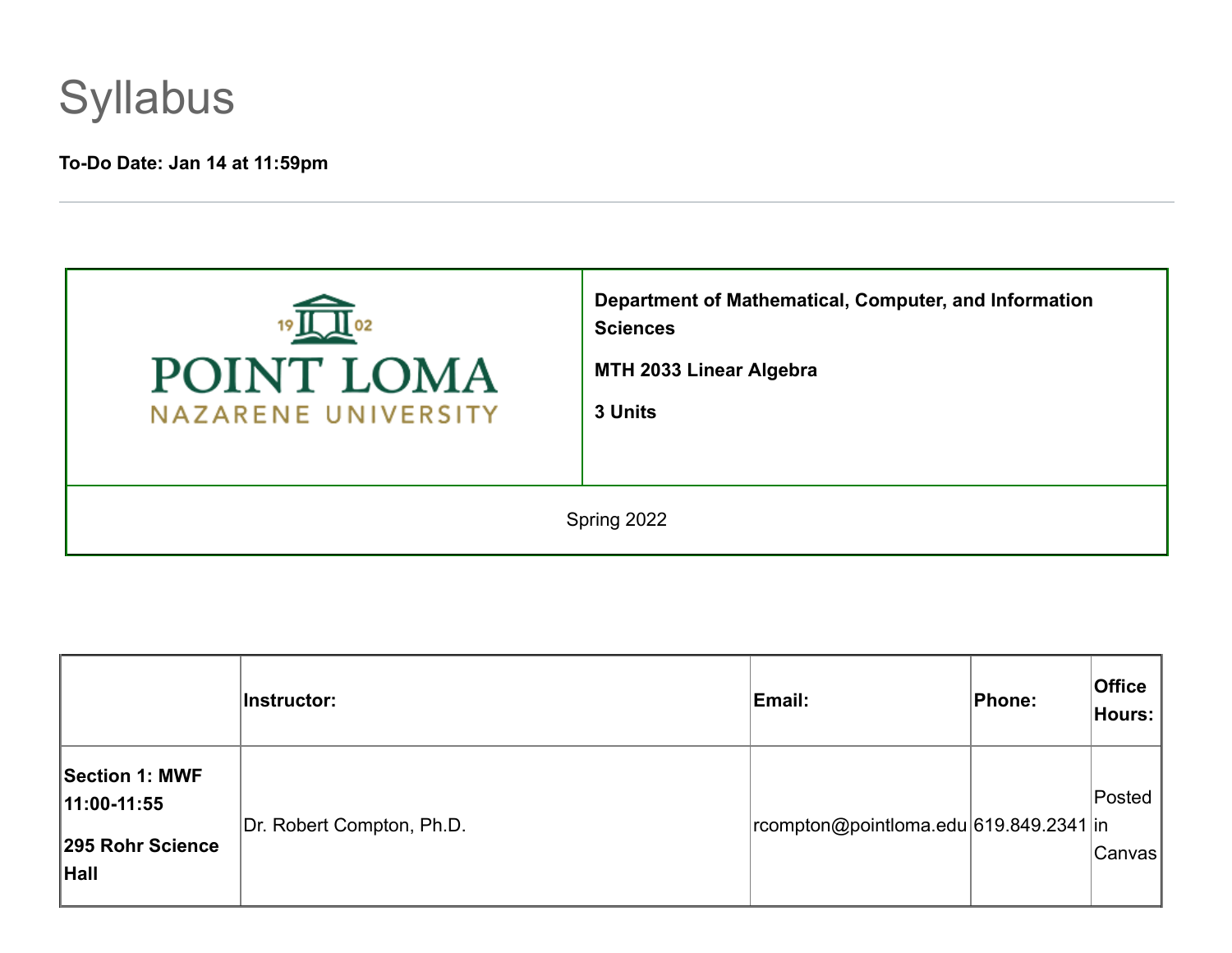# Syllabus

**To-Do Date: Jan 14 at 11:59pm**

---

| POINT LOMA NAZARENE UNIVERSITY | **Department of Mathematical, Computer, and Information Sciences**<br><br>**MTH 2033 Linear Algebra**<br><br>**3 Units** |
|---|---|
| Spring 2022 | |

| | **Instructor:** | **Email:** | **Phone:** | **Office Hours:** |
|---|---|---|---|---|
| **Section 1: MWF 11:00-11:55**<br><br>**295 Rohr Science Hall** | Dr. Robert Compton, Ph.D. | rcompton@pointloma.edu | 619.849.2341 | Posted in Canvas |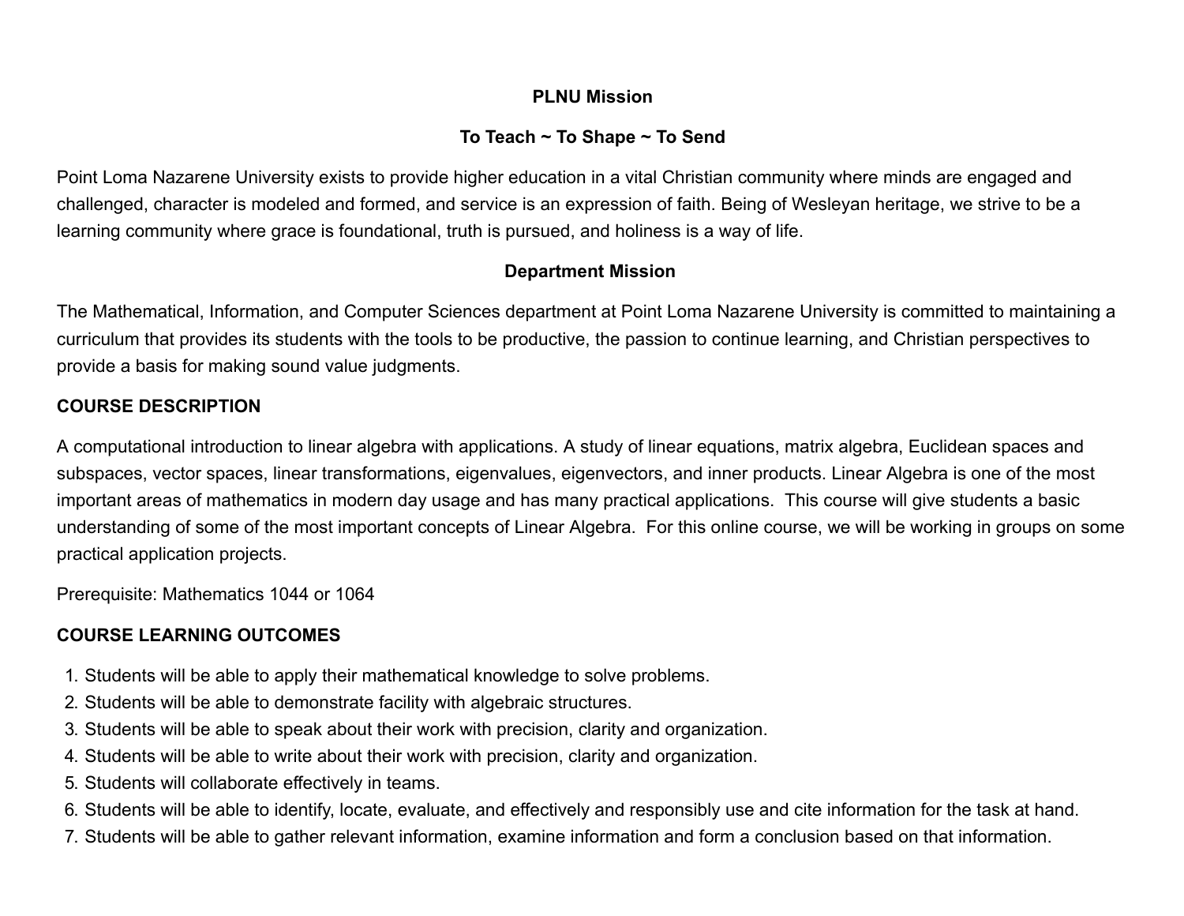## PLNU Mission

### To Teach ~ To Shape ~ To Send

Point Loma Nazarene University exists to provide higher education in a vital Christian community where minds are engaged and challenged, character is modeled and formed, and service is an expression of faith. Being of Wesleyan heritage, we strive to be a learning community where grace is foundational, truth is pursued, and holiness is a way of life.

## Department Mission

The Mathematical, Information, and Computer Sciences department at Point Loma Nazarene University is committed to maintaining a curriculum that provides its students with the tools to be productive, the passion to continue learning, and Christian perspectives to provide a basis for making sound value judgments.

## COURSE DESCRIPTION

A computational introduction to linear algebra with applications. A study of linear equations, matrix algebra, Euclidean spaces and subspaces, vector spaces, linear transformations, eigenvalues, eigenvectors, and inner products. Linear Algebra is one of the most important areas of mathematics in modern day usage and has many practical applications. This course will give students a basic understanding of some of the most important concepts of Linear Algebra. For this online course, we will be working in groups on some practical application projects.

Prerequisite: Mathematics 1044 or 1064

## COURSE LEARNING OUTCOMES

1. Students will be able to apply their mathematical knowledge to solve problems.
2. Students will be able to demonstrate facility with algebraic structures.
3. Students will be able to speak about their work with precision, clarity and organization.
4. Students will be able to write about their work with precision, clarity and organization.
5. Students will collaborate effectively in teams.
6. Students will be able to identify, locate, evaluate, and effectively and responsibly use and cite information for the task at hand.
7. Students will be able to gather relevant information, examine information and form a conclusion based on that information.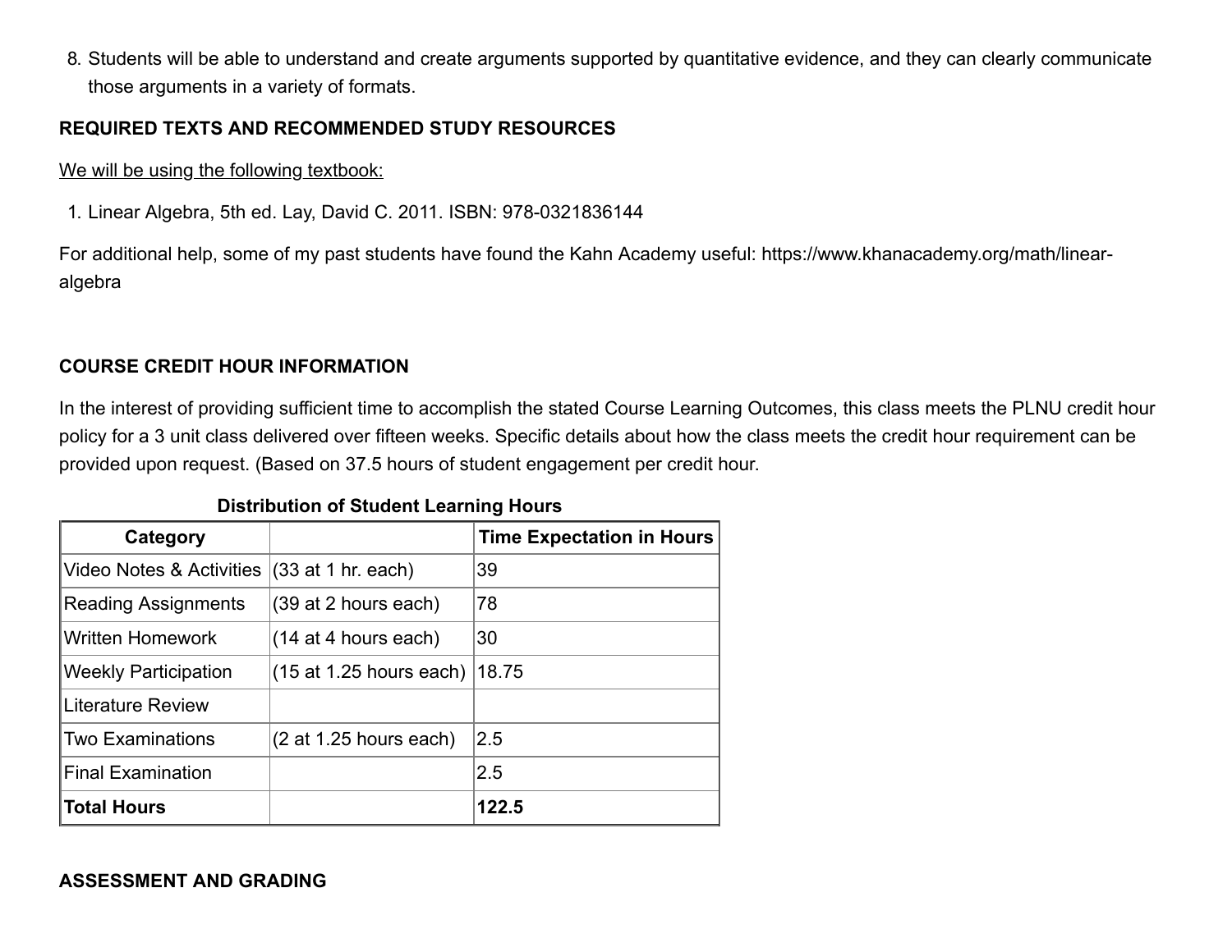8. Students will be able to understand and create arguments supported by quantitative evidence, and they can clearly communicate those arguments in a variety of formats.

**REQUIRED TEXTS AND RECOMMENDED STUDY RESOURCES**

We will be using the following textbook:

1. Linear Algebra, 5th ed. Lay, David C. 2011. ISBN: 978-0321836144

For additional help, some of my past students have found the Kahn Academy useful: https://www.khanacademy.org/math/linear-algebra

**COURSE CREDIT HOUR INFORMATION**

In the interest of providing sufficient time to accomplish the stated Course Learning Outcomes, this class meets the PLNU credit hour policy for a 3 unit class delivered over fifteen weeks. Specific details about how the class meets the credit hour requirement can be provided upon request. (Based on 37.5 hours of student engagement per credit hour.

**Distribution of Student Learning Hours**

| Category | | Time Expectation in Hours |
|---|---|---|
| Video Notes & Activities | (33 at 1 hr. each) | 39 |
| Reading Assignments | (39 at 2 hours each) | 78 |
| Written Homework | (14 at 4 hours each) | 30 |
| Weekly Participation | (15 at 1.25 hours each) | 18.75 |
| Literature Review | | |
| Two Examinations | (2 at 1.25 hours each) | 2.5 |
| Final Examination | | 2.5 |
| **Total Hours** | | **122.5** |

**ASSESSMENT AND GRADING**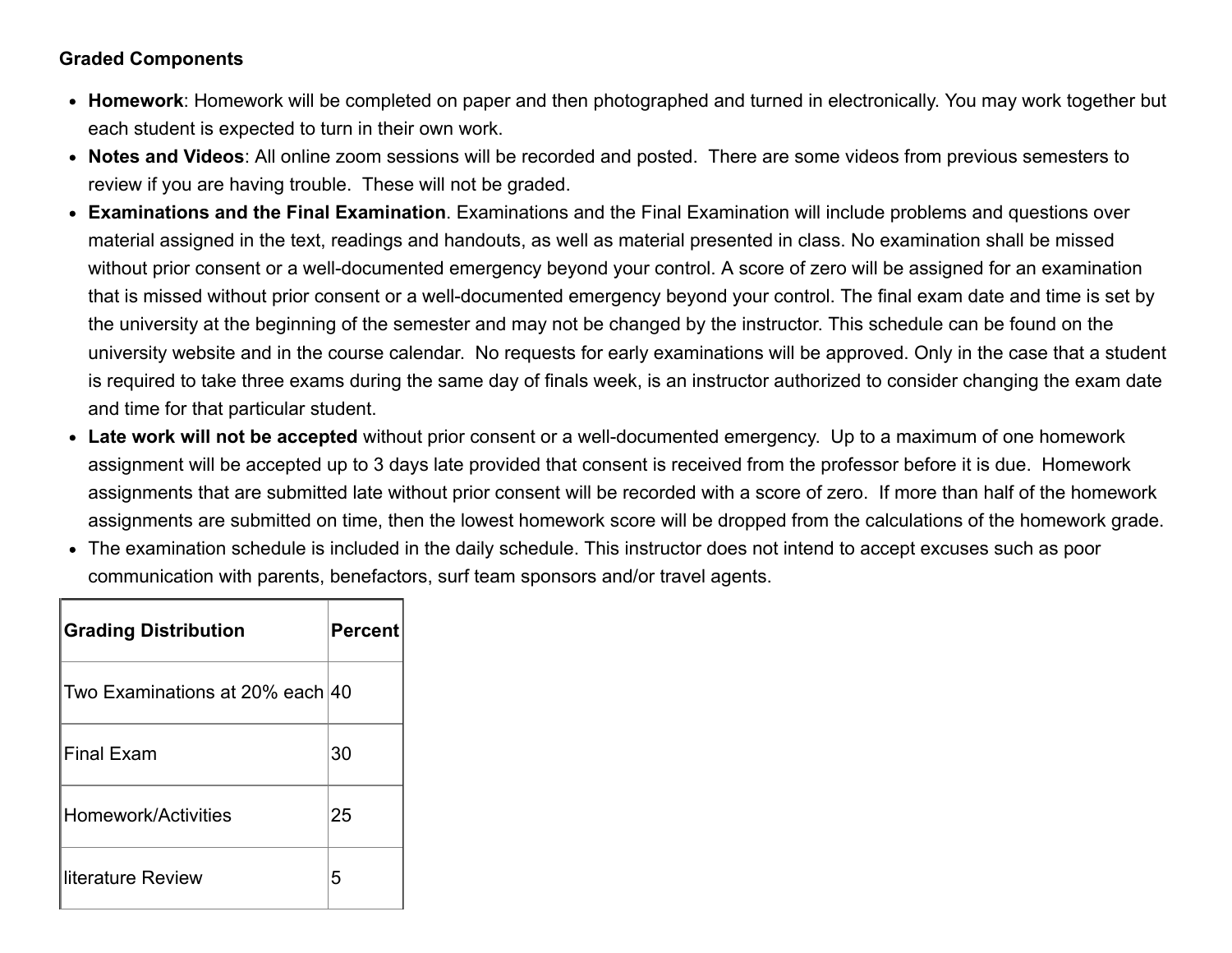**Graded Components**

- **Homework**: Homework will be completed on paper and then photographed and turned in electronically. You may work together but each student is expected to turn in their own work.
- **Notes and Videos**: All online zoom sessions will be recorded and posted. There are some videos from previous semesters to review if you are having trouble. These will not be graded.
- **Examinations and the Final Examination**. Examinations and the Final Examination will include problems and questions over material assigned in the text, readings and handouts, as well as material presented in class. No examination shall be missed without prior consent or a well-documented emergency beyond your control. A score of zero will be assigned for an examination that is missed without prior consent or a well-documented emergency beyond your control. The final exam date and time is set by the university at the beginning of the semester and may not be changed by the instructor. This schedule can be found on the university website and in the course calendar. No requests for early examinations will be approved. Only in the case that a student is required to take three exams during the same day of finals week, is an instructor authorized to consider changing the exam date and time for that particular student.
- **Late work will not be accepted** without prior consent or a well-documented emergency. Up to a maximum of one homework assignment will be accepted up to 3 days late provided that consent is received from the professor before it is due. Homework assignments that are submitted late without prior consent will be recorded with a score of zero. If more than half of the homework assignments are submitted on time, then the lowest homework score will be dropped from the calculations of the homework grade.
- The examination schedule is included in the daily schedule. This instructor does not intend to accept excuses such as poor communication with parents, benefactors, surf team sponsors and/or travel agents.

| **Grading Distribution** | **Percent** |
|---|---|
| Two Examinations at 20% each | 40 |
| Final Exam | 30 |
| Homework/Activities | 25 |
| literature Review | 5 |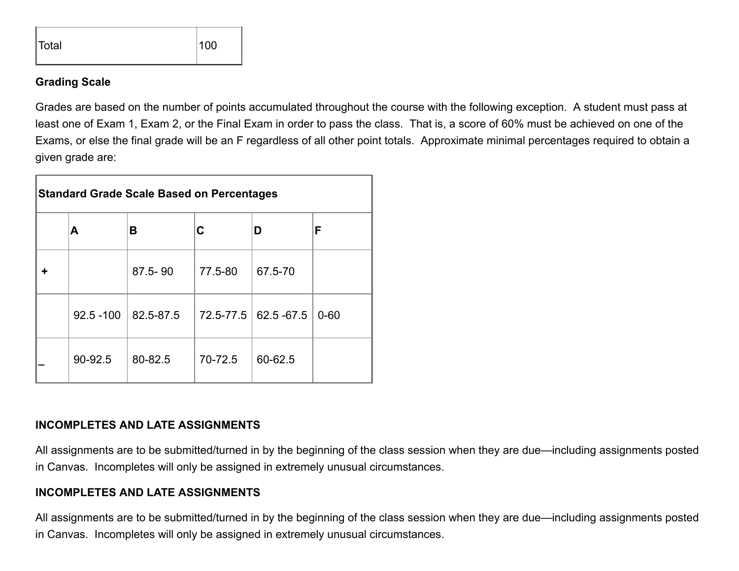| Total | 100 |
| --- | --- |

**Grading Scale**

Grades are based on the number of points accumulated throughout the course with the following exception. A student must pass at least one of Exam 1, Exam 2, or the Final Exam in order to pass the class. That is, a score of 60% must be achieved on one of the Exams, or else the final grade will be an F regardless of all other point totals. Approximate minimal percentages required to obtain a given grade are:

| **Standard Grade Scale Based on Percentages** | | | | | |
| --- | --- | --- | --- | --- | --- |
| | **A** | **B** | **C** | **D** | **F** |
| **+** | | 87.5- 90 | 77.5-80 | 67.5-70 | |
| | 92.5 -100 | 82.5-87.5 | 72.5-77.5 | 62.5 -67.5 | 0-60 |
| **–** | 90-92.5 | 80-82.5 | 70-72.5 | 60-62.5 | |

**INCOMPLETES AND LATE ASSIGNMENTS**

All assignments are to be submitted/turned in by the beginning of the class session when they are due—including assignments posted in Canvas. Incompletes will only be assigned in extremely unusual circumstances.

**INCOMPLETES AND LATE ASSIGNMENTS**

All assignments are to be submitted/turned in by the beginning of the class session when they are due—including assignments posted in Canvas. Incompletes will only be assigned in extremely unusual circumstances.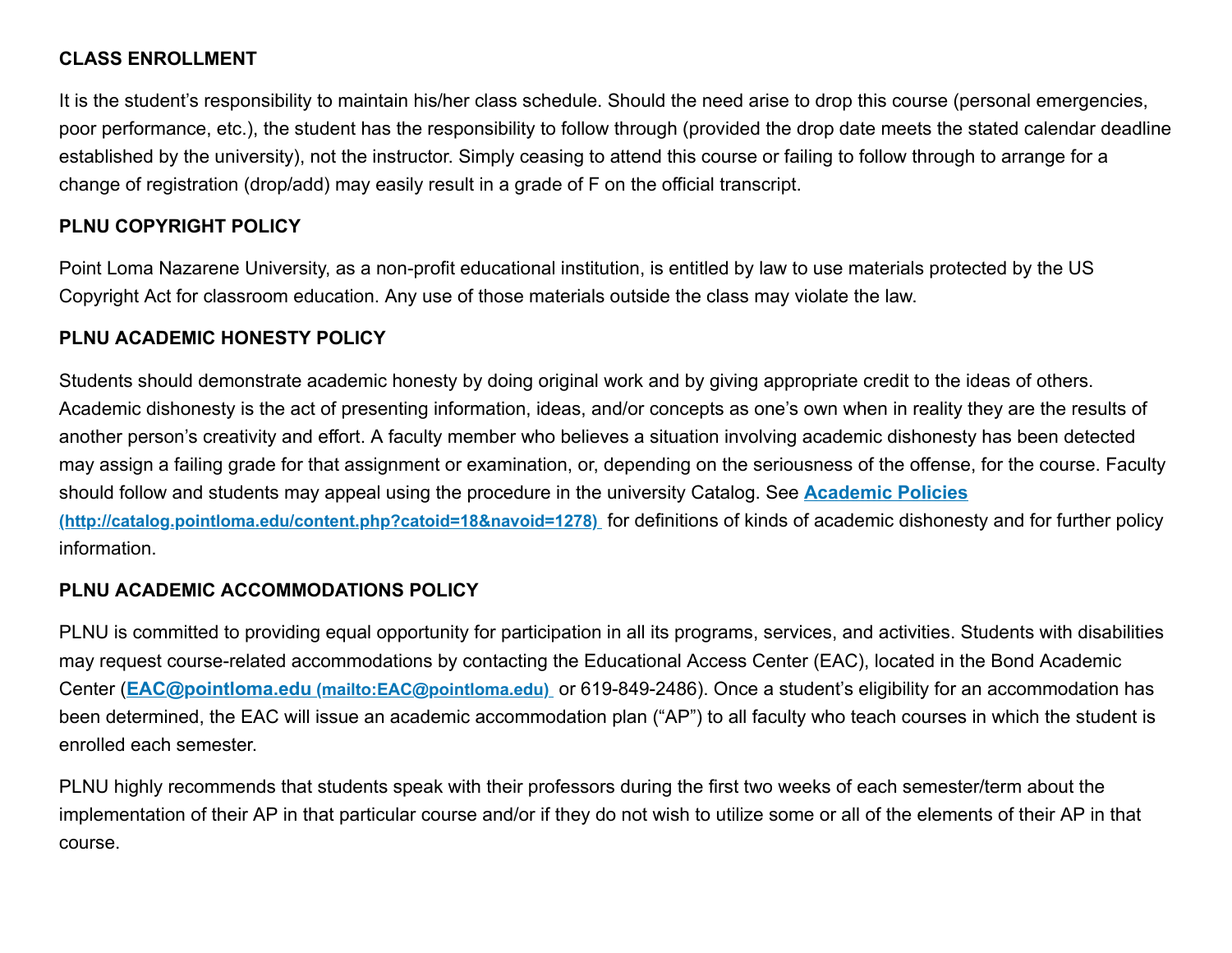**CLASS ENROLLMENT**

It is the student's responsibility to maintain his/her class schedule. Should the need arise to drop this course (personal emergencies, poor performance, etc.), the student has the responsibility to follow through (provided the drop date meets the stated calendar deadline established by the university), not the instructor. Simply ceasing to attend this course or failing to follow through to arrange for a change of registration (drop/add) may easily result in a grade of F on the official transcript.

**PLNU COPYRIGHT POLICY**

Point Loma Nazarene University, as a non-profit educational institution, is entitled by law to use materials protected by the US Copyright Act for classroom education. Any use of those materials outside the class may violate the law.

**PLNU ACADEMIC HONESTY POLICY**

Students should demonstrate academic honesty by doing original work and by giving appropriate credit to the ideas of others. Academic dishonesty is the act of presenting information, ideas, and/or concepts as one's own when in reality they are the results of another person's creativity and effort. A faculty member who believes a situation involving academic dishonesty has been detected may assign a failing grade for that assignment or examination, or, depending on the seriousness of the offense, for the course. Faculty should follow and students may appeal using the procedure in the university Catalog. See [Academic Policies (http://catalog.pointloma.edu/content.php?catoid=18&navoid=1278)](http://catalog.pointloma.edu/content.php?catoid=18&navoid=1278) for definitions of kinds of academic dishonesty and for further policy information.

**PLNU ACADEMIC ACCOMMODATIONS POLICY**

PLNU is committed to providing equal opportunity for participation in all its programs, services, and activities. Students with disabilities may request course-related accommodations by contacting the Educational Access Center (EAC), located in the Bond Academic Center ([EAC@pointloma.edu (mailto:EAC@pointloma.edu)](mailto:EAC@pointloma.edu) or 619-849-2486). Once a student's eligibility for an accommodation has been determined, the EAC will issue an academic accommodation plan ("AP") to all faculty who teach courses in which the student is enrolled each semester.

PLNU highly recommends that students speak with their professors during the first two weeks of each semester/term about the implementation of their AP in that particular course and/or if they do not wish to utilize some or all of the elements of their AP in that course.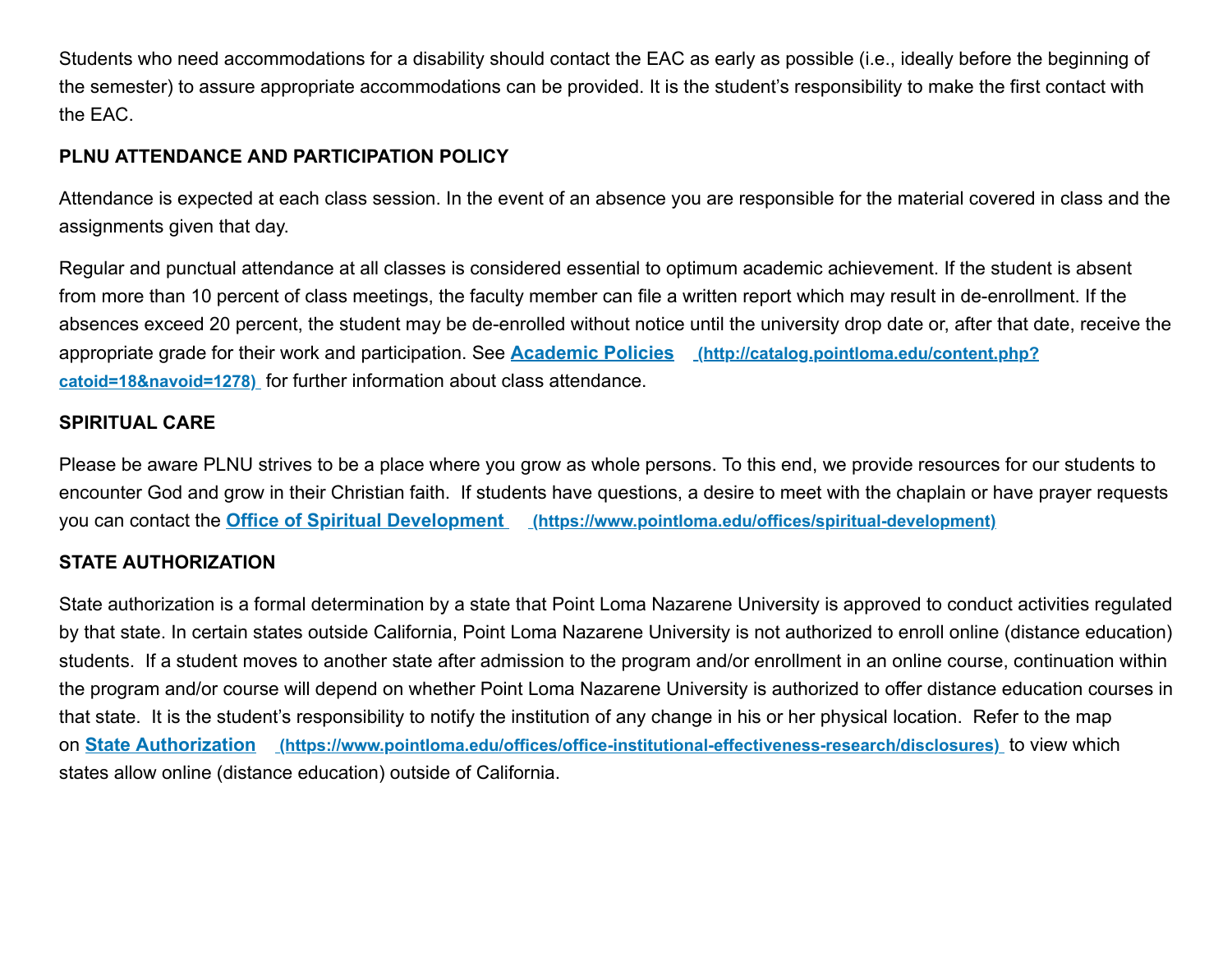Students who need accommodations for a disability should contact the EAC as early as possible (i.e., ideally before the beginning of the semester) to assure appropriate accommodations can be provided. It is the student's responsibility to make the first contact with the EAC.

**PLNU ATTENDANCE AND PARTICIPATION POLICY**

Attendance is expected at each class session. In the event of an absence you are responsible for the material covered in class and the assignments given that day.

Regular and punctual attendance at all classes is considered essential to optimum academic achievement. If the student is absent from more than 10 percent of class meetings, the faculty member can file a written report which may result in de-enrollment. If the absences exceed 20 percent, the student may be de-enrolled without notice until the university drop date or, after that date, receive the appropriate grade for their work and participation. See **[Academic Policies](http://catalog.pointloma.edu/content.php?catoid=18&navoid=1278)** **(http://catalog.pointloma.edu/content.php?catoid=18&navoid=1278)** for further information about class attendance.

**SPIRITUAL CARE**

Please be aware PLNU strives to be a place where you grow as whole persons. To this end, we provide resources for our students to encounter God and grow in their Christian faith. If students have questions, a desire to meet with the chaplain or have prayer requests you can contact the **[Office of Spiritual Development](https://www.pointloma.edu/offices/spiritual-development)** **(https://www.pointloma.edu/offices/spiritual-development)**

**STATE AUTHORIZATION**

State authorization is a formal determination by a state that Point Loma Nazarene University is approved to conduct activities regulated by that state. In certain states outside California, Point Loma Nazarene University is not authorized to enroll online (distance education) students. If a student moves to another state after admission to the program and/or enrollment in an online course, continuation within the program and/or course will depend on whether Point Loma Nazarene University is authorized to offer distance education courses in that state. It is the student's responsibility to notify the institution of any change in his or her physical location. Refer to the map on **[State Authorization](https://www.pointloma.edu/offices/office-institutional-effectiveness-research/disclosures)** **(https://www.pointloma.edu/offices/office-institutional-effectiveness-research/disclosures)** to view which states allow online (distance education) outside of California.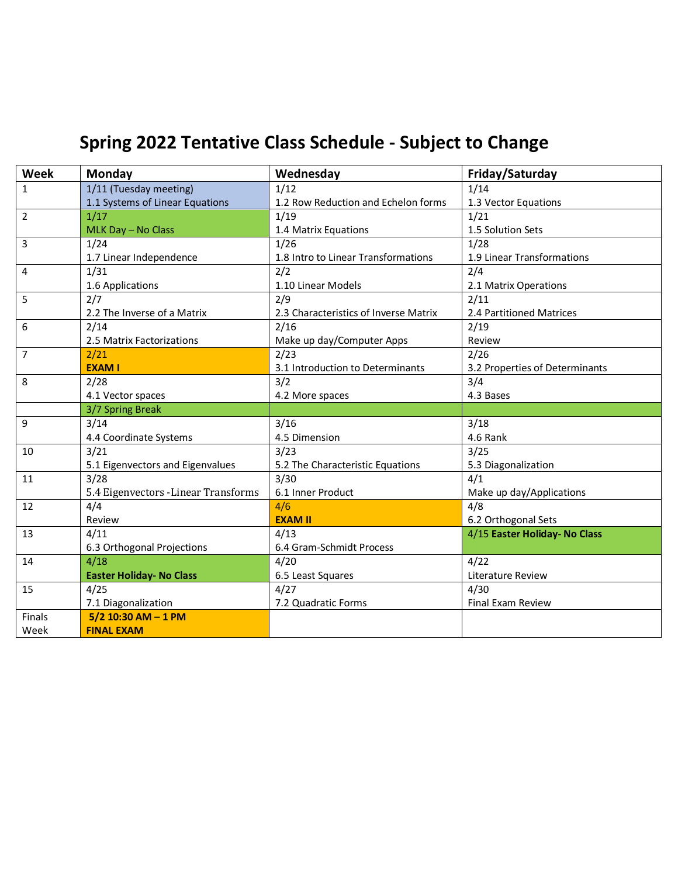# Spring 2022 Tentative Class Schedule - Subject to Change

| Week | Monday | Wednesday | Friday/Saturday |
|---|---|---|---|
| 1 | 1/11 (Tuesday meeting) 1.1 Systems of Linear Equations | 1/12 1.2 Row Reduction and Echelon forms | 1/14 1.3 Vector Equations |
| 2 | 1/17 MLK Day – No Class | 1/19 1.4 Matrix Equations | 1/21 1.5 Solution Sets |
| 3 | 1/24 1.7 Linear Independence | 1/26 1.8 Intro to Linear Transformations | 1/28 1.9 Linear Transformations |
| 4 | 1/31 1.6 Applications | 2/2 1.10 Linear Models | 2/4 2.1 Matrix Operations |
| 5 | 2/7 2.2 The Inverse of a Matrix | 2/9 2.3 Characteristics of Inverse Matrix | 2/11 2.4 Partitioned Matrices |
| 6 | 2/14 2.5 Matrix Factorizations | 2/16 Make up day/Computer Apps | 2/19 Review |
| 7 | 2/21 **EXAM I** | 2/23 3.1 Introduction to Determinants | 2/26 3.2 Properties of Determinants |
| 8 | 2/28 4.1 Vector spaces | 3/2 4.2 More spaces | 3/4 4.3 Bases |
| | 3/7 Spring Break | | |
| 9 | 3/14 4.4 Coordinate Systems | 3/16 4.5 Dimension | 3/18 4.6 Rank |
| 10 | 3/21 5.1 Eigenvectors and Eigenvalues | 3/23 5.2 The Characteristic Equations | 3/25 5.3 Diagonalization |
| 11 | 3/28 5.4 Eigenvectors -Linear Transforms | 3/30 6.1 Inner Product | 4/1 Make up day/Applications |
| 12 | 4/4 Review | 4/6 **EXAM II** | 4/8 6.2 Orthogonal Sets |
| 13 | 4/11 6.3 Orthogonal Projections | 4/13 6.4 Gram-Schmidt Process | 4/15 **Easter Holiday- No Class** |
| 14 | 4/18 **Easter Holiday- No Class** | 4/20 6.5 Least Squares | 4/22 Literature Review |
| 15 | 4/25 7.1 Diagonalization | 4/27 7.2 Quadratic Forms | 4/30 Final Exam Review |
| Finals Week | **5/2 10:30 AM – 1 PM FINAL EXAM** | | |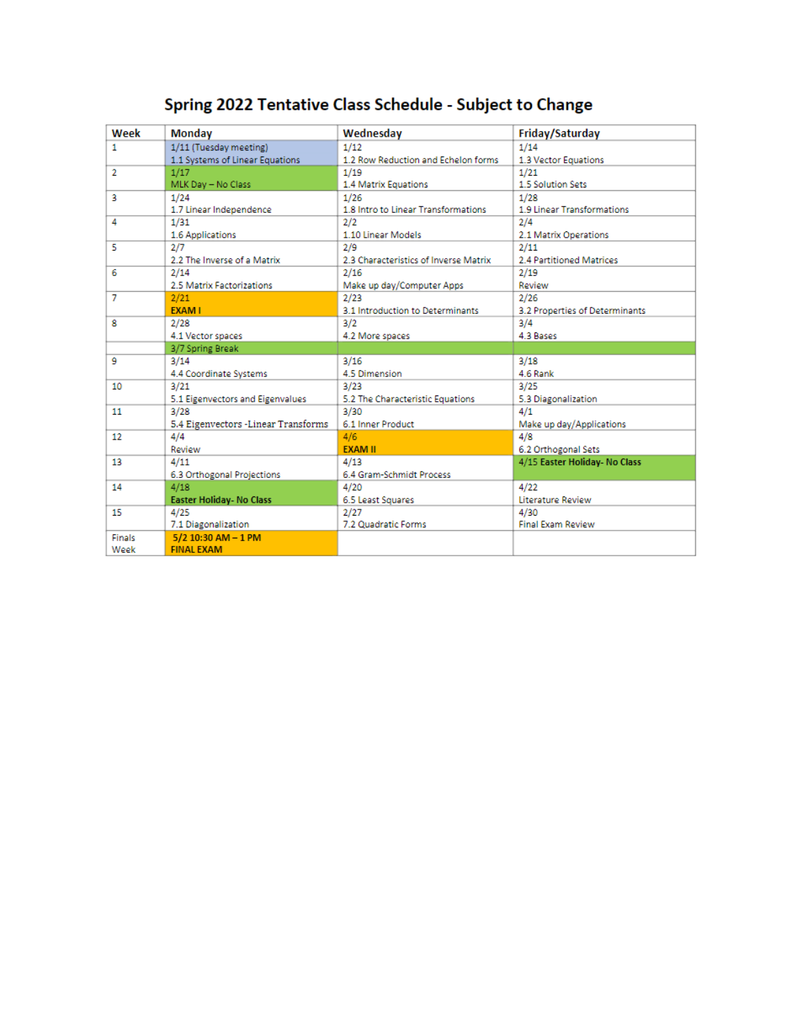# Spring 2022 Tentative Class Schedule - Subject to Change

| Week | Monday | Wednesday | Friday/Saturday |
|---|---|---|---|
| 1 | 1/11 (Tuesday meeting) 1.1 Systems of Linear Equations | 1/12 1.2 Row Reduction and Echelon forms | 1/14 1.3 Vector Equations |
| 2 | 1/17 MLK Day – No Class | 1/19 1.4 Matrix Equations | 1/21 1.5 Solution Sets |
| 3 | 1/24 1.7 Linear Independence | 1/26 1.8 Intro to Linear Transformations | 1/28 1.9 Linear Transformations |
| 4 | 1/31 1.6 Applications | 2/2 1.10 Linear Models | 2/4 2.1 Matrix Operations |
| 5 | 2/7 2.2 The Inverse of a Matrix | 2/9 2.3 Characteristics of Inverse Matrix | 2/11 2.4 Partitioned Matrices |
| 6 | 2/14 2.5 Matrix Factorizations | 2/16 Make up day/Computer Apps | 2/19 Review |
| 7 | **2/21 EXAM I** | 2/23 3.1 Introduction to Determinants | 2/26 3.2 Properties of Determinants |
| 8 | 2/28 4.1 Vector spaces | 3/2 4.2 More spaces | 3/4 4.3 Bases |
| | 3/7 Spring Break | | |
| 9 | 3/14 4.4 Coordinate Systems | 3/16 4.5 Dimension | 3/18 4.6 Rank |
| 10 | 3/21 5.1 Eigenvectors and Eigenvalues | 3/23 5.2 The Characteristic Equations | 3/25 5.3 Diagonalization |
| 11 | 3/28 5.4 Eigenvectors -Linear Transforms | 3/30 6.1 Inner Product | 4/1 Make up day/Applications |
| 12 | 4/4 Review | **4/6 EXAM II** | 4/8 6.2 Orthogonal Sets |
| 13 | 4/11 6.3 Orthogonal Projections | 4/13 6.4 Gram-Schmidt Process | **4/15 Easter Holiday- No Class** |
| 14 | **4/18 Easter Holiday- No Class** | 4/20 6.5 Least Squares | 4/22 Literature Review |
| 15 | 4/25 7.1 Diagonalization | 2/27 7.2 Quadratic Forms | 4/30 Final Exam Review |
| Finals Week | **5/2 10:30 AM – 1 PM FINAL EXAM** | | |